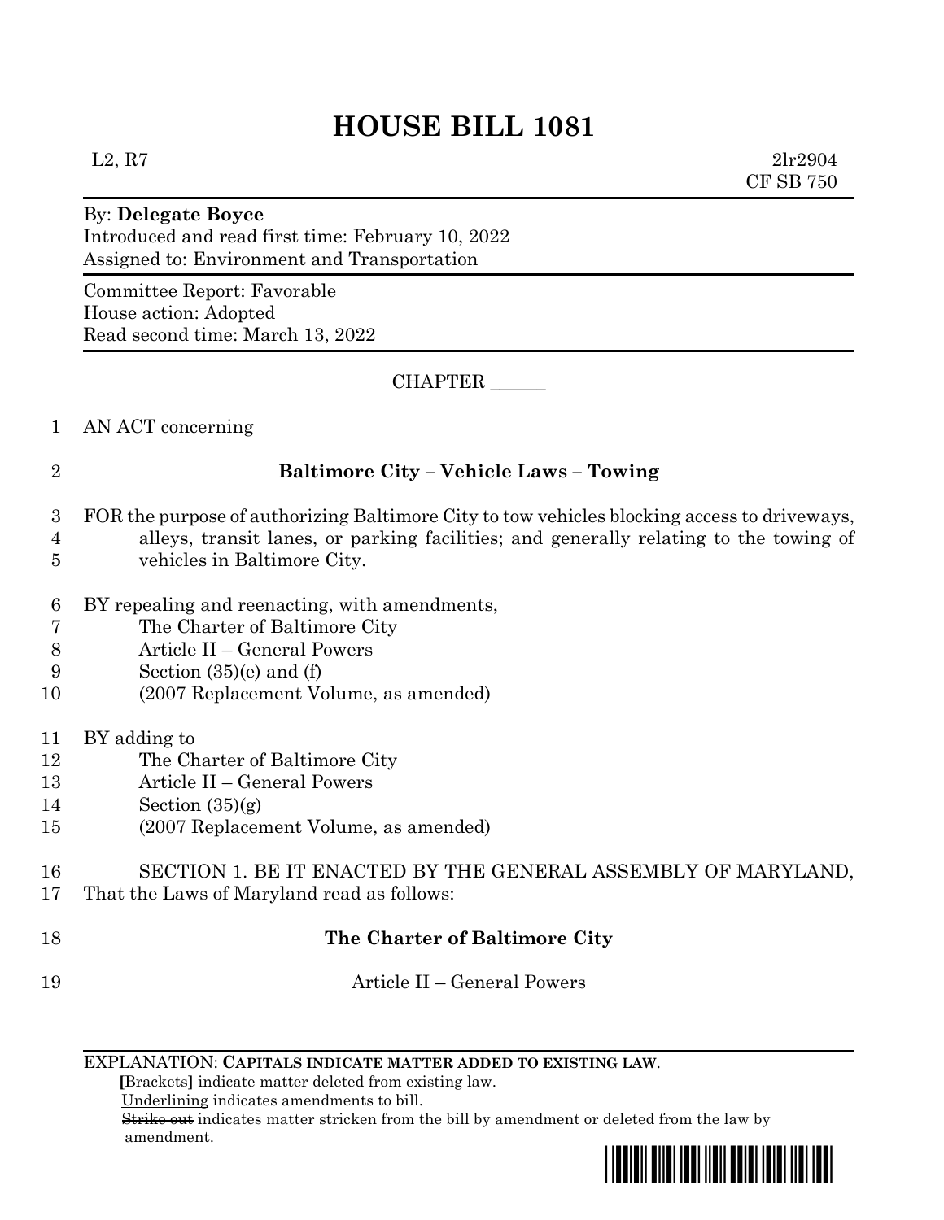# HOUSE BILL 1081

L2, R7 2lr2904
CF SB 750

By: **Delegate Boyce**
Introduced and read first time: February 10, 2022
Assigned to: Environment and Transportation

Committee Report: Favorable
House action: Adopted
Read second time: March 13, 2022

CHAPTER ______

1 AN ACT concerning

2 **Baltimore City – Vehicle Laws – Towing**

3 FOR the purpose of authorizing Baltimore City to tow vehicles blocking access to driveways,
4 alleys, transit lanes, or parking facilities; and generally relating to the towing of
5 vehicles in Baltimore City.

6 BY repealing and reenacting, with amendments,
7 The Charter of Baltimore City
8 Article II – General Powers
9 Section (35)(e) and (f)
10 (2007 Replacement Volume, as amended)

11 BY adding to
12 The Charter of Baltimore City
13 Article II – General Powers
14 Section (35)(g)
15 (2007 Replacement Volume, as amended)

16 SECTION 1. BE IT ENACTED BY THE GENERAL ASSEMBLY OF MARYLAND,
17 That the Laws of Maryland read as follows:

18 **The Charter of Baltimore City**

19 Article II – General Powers

EXPLANATION: **CAPITALS INDICATE MATTER ADDED TO EXISTING LAW.**
**[**Brackets**]** indicate matter deleted from existing law.
Underlining indicates amendments to bill.
~~Strike out~~ indicates matter stricken from the bill by amendment or deleted from the law by amendment.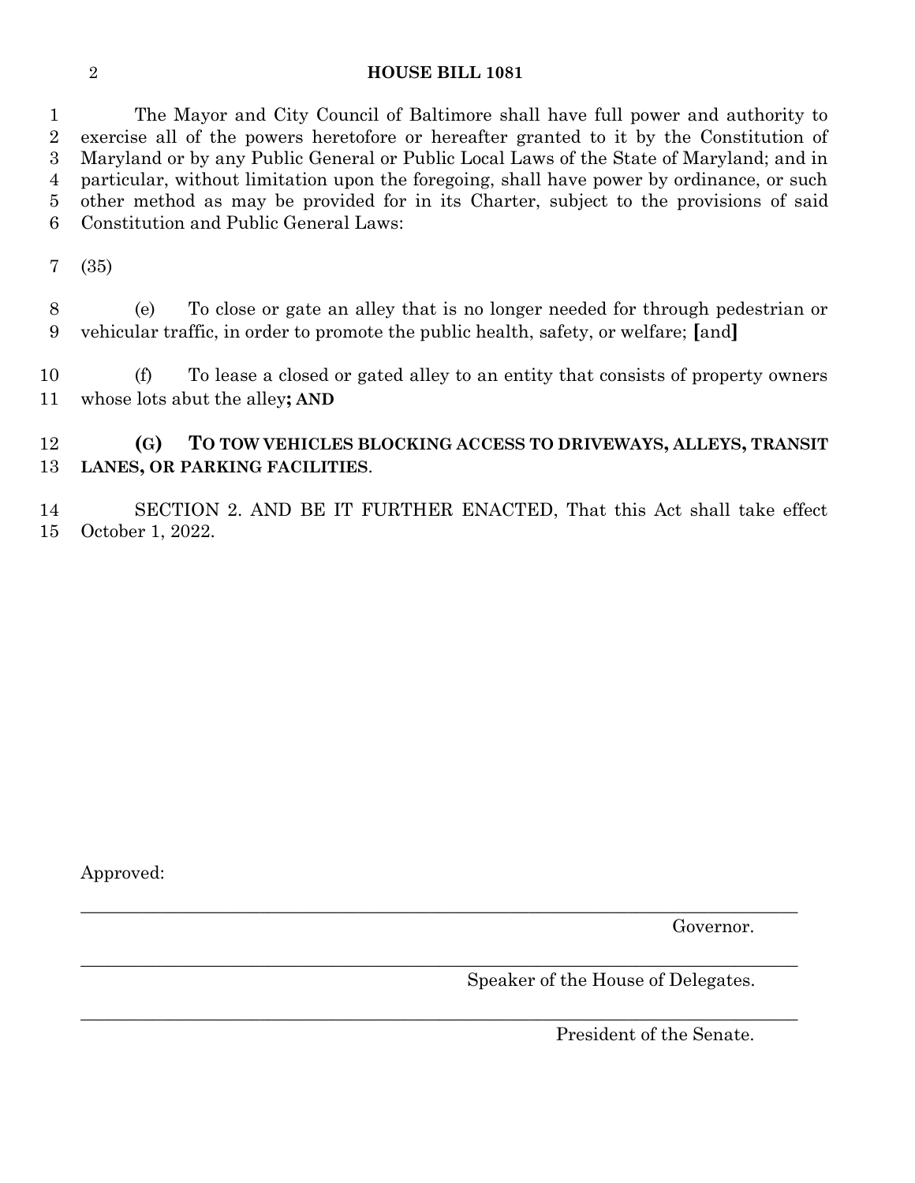The Mayor and City Council of Baltimore shall have full power and authority to exercise all of the powers heretofore or hereafter granted to it by the Constitution of Maryland or by any Public General or Public Local Laws of the State of Maryland; and in particular, without limitation upon the foregoing, shall have power by ordinance, or such other method as may be provided for in its Charter, subject to the provisions of said Constitution and Public General Laws:

(35)

(e) To close or gate an alley that is no longer needed for through pedestrian or vehicular traffic, in order to promote the public health, safety, or welfare; **[**and**]**

(f) To lease a closed or gated alley to an entity that consists of property owners whose lots abut the alley**; AND**

**(G) TO TOW VEHICLES BLOCKING ACCESS TO DRIVEWAYS, ALLEYS, TRANSIT LANES, OR PARKING FACILITIES**.

SECTION 2. AND BE IT FURTHER ENACTED, That this Act shall take effect October 1, 2022.

Approved:

\_\_\_\_\_\_\_\_\_\_\_\_\_\_\_\_\_\_\_\_\_\_\_\_\_\_\_\_\_\_\_\_\_\_\_\_\_\_\_\_\_\_\_\_\_\_\_\_\_\_\_\_\_\_\_\_\_\_\_\_\_\_\_\_\_\_\_\_\_\_\_\_\_\_

Governor.

\_\_\_\_\_\_\_\_\_\_\_\_\_\_\_\_\_\_\_\_\_\_\_\_\_\_\_\_\_\_\_\_\_\_\_\_\_\_\_\_\_\_\_\_\_\_\_\_\_\_\_\_\_\_\_\_\_\_\_\_\_\_\_\_\_\_\_\_\_\_\_\_\_\_

Speaker of the House of Delegates.

\_\_\_\_\_\_\_\_\_\_\_\_\_\_\_\_\_\_\_\_\_\_\_\_\_\_\_\_\_\_\_\_\_\_\_\_\_\_\_\_\_\_\_\_\_\_\_\_\_\_\_\_\_\_\_\_\_\_\_\_\_\_\_\_\_\_\_\_\_\_\_\_\_\_

President of the Senate.